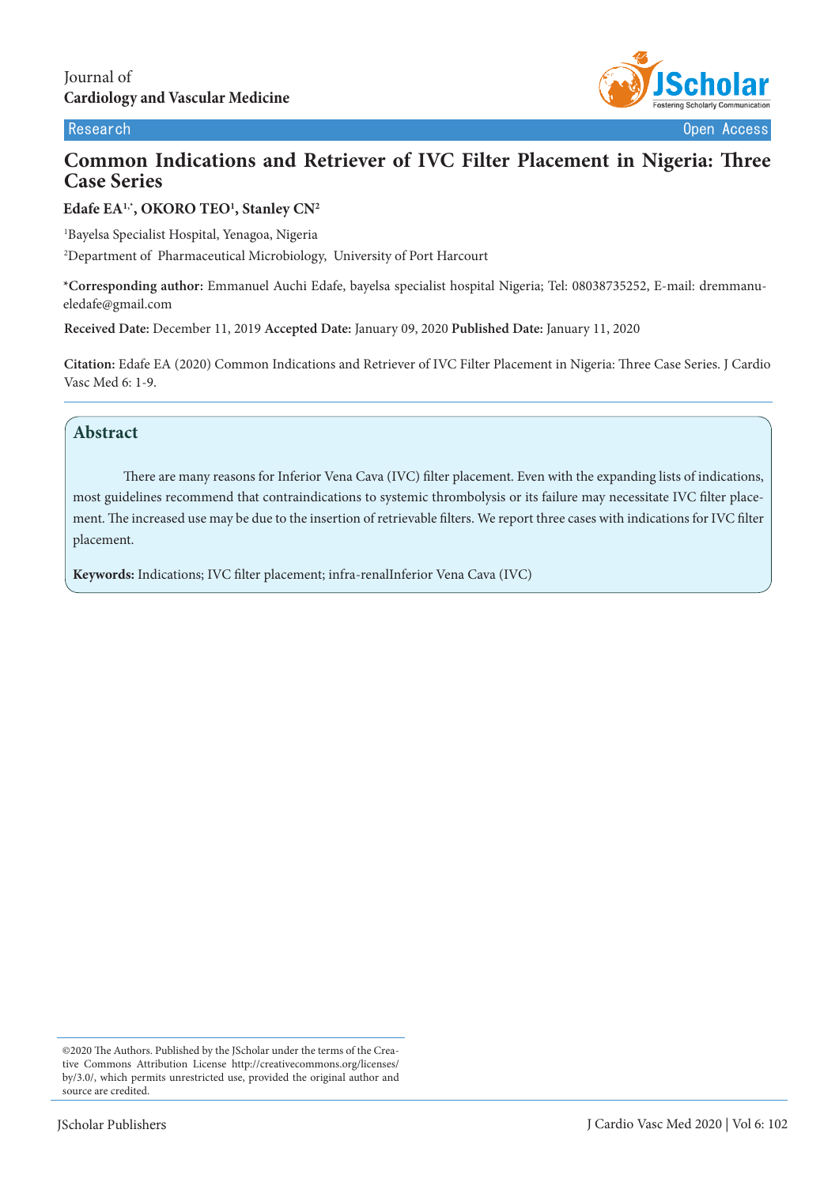Journal of
**Cardiology and Vascular Medicine**

Research — Open Access

# Common Indications and Retriever of IVC Filter Placement in Nigeria: Three Case Series

**Edafe EA[1,*], OKORO TEO[1], Stanley CN[2]**

[1]Bayelsa Specialist Hospital, Yenagoa, Nigeria

[2]Department of Pharmaceutical Microbiology, University of Port Harcourt

**\*Corresponding author:** Emmanuel Auchi Edafe, bayelsa specialist hospital Nigeria; Tel: 08038735252, E-mail: dremmanueledafe@gmail.com

**Received Date:** December 11, 2019 **Accepted Date:** January 09, 2020 **Published Date:** January 11, 2020

**Citation:** Edafe EA (2020) Common Indications and Retriever of IVC Filter Placement in Nigeria: Three Case Series. J Cardio Vasc Med 6: 1-9.

## Abstract

There are many reasons for Inferior Vena Cava (IVC) filter placement. Even with the expanding lists of indications, most guidelines recommend that contraindications to systemic thrombolysis or its failure may necessitate IVC filter placement. The increased use may be due to the insertion of retrievable filters. We report three cases with indications for IVC filter placement.

**Keywords:** Indications; IVC filter placement; infra-renalInferior Vena Cava (IVC)

©2020 The Authors. Published by the JScholar under the terms of the Creative Commons Attribution License http://creativecommons.org/licenses/by/3.0/, which permits unrestricted use, provided the original author and source are credited.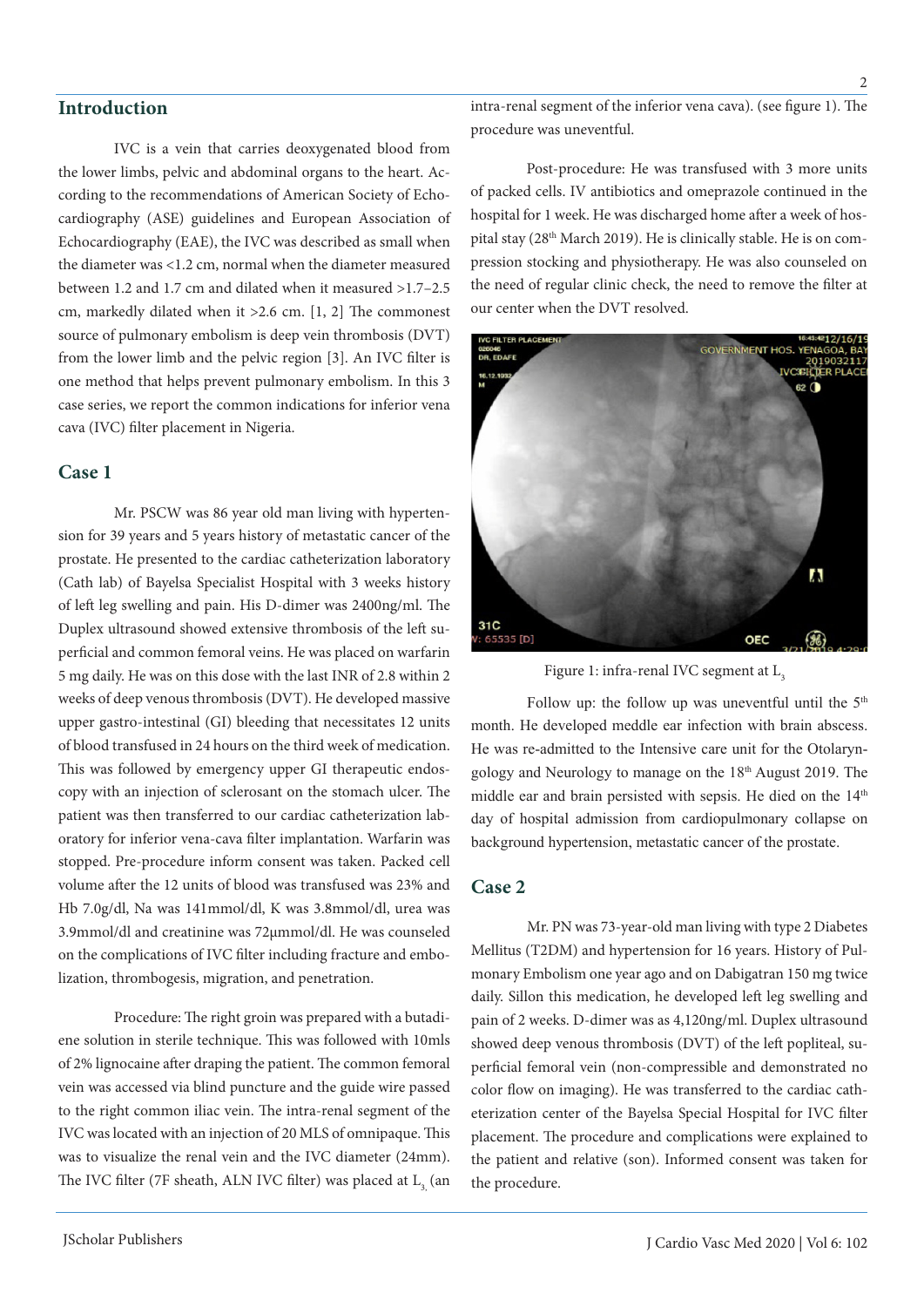## Introduction

IVC is a vein that carries deoxygenated blood from the lower limbs, pelvic and abdominal organs to the heart. According to the recommendations of American Society of Echocardiography (ASE) guidelines and European Association of Echocardiography (EAE), the IVC was described as small when the diameter was <1.2 cm, normal when the diameter measured between 1.2 and 1.7 cm and dilated when it measured >1.7–2.5 cm, markedly dilated when it >2.6 cm. [1, 2] The commonest source of pulmonary embolism is deep vein thrombosis (DVT) from the lower limb and the pelvic region [3]. An IVC filter is one method that helps prevent pulmonary embolism. In this 3 case series, we report the common indications for inferior vena cava (IVC) filter placement in Nigeria.

## Case 1

Mr. PSCW was 86 year old man living with hypertension for 39 years and 5 years history of metastatic cancer of the prostate. He presented to the cardiac catheterization laboratory (Cath lab) of Bayelsa Specialist Hospital with 3 weeks history of left leg swelling and pain. His D-dimer was 2400ng/ml. The Duplex ultrasound showed extensive thrombosis of the left superficial and common femoral veins. He was placed on warfarin 5 mg daily. He was on this dose with the last INR of 2.8 within 2 weeks of deep venous thrombosis (DVT). He developed massive upper gastro-intestinal (GI) bleeding that necessitates 12 units of blood transfused in 24 hours on the third week of medication. This was followed by emergency upper GI therapeutic endoscopy with an injection of sclerosant on the stomach ulcer. The patient was then transferred to our cardiac catheterization laboratory for inferior vena-cava filter implantation. Warfarin was stopped. Pre-procedure inform consent was taken. Packed cell volume after the 12 units of blood was transfused was 23% and Hb 7.0g/dl, Na was 141mmol/dl, K was 3.8mmol/dl, urea was 3.9mmol/dl and creatinine was 72µmmol/dl. He was counseled on the complications of IVC filter including fracture and embolization, thrombogesis, migration, and penetration.

Procedure: The right groin was prepared with a butadiene solution in sterile technique. This was followed with 10mls of 2% lignocaine after draping the patient. The common femoral vein was accessed via blind puncture and the guide wire passed to the right common iliac vein. The intra-renal segment of the IVC was located with an injection of 20 MLS of omnipaque. This was to visualize the renal vein and the IVC diameter (24mm). The IVC filter (7F sheath, ALN IVC filter) was placed at $L_3$ (an intra-renal segment of the inferior vena cava). (see figure 1). The procedure was uneventful.

Post-procedure: He was transfused with 3 more units of packed cells. IV antibiotics and omeprazole continued in the hospital for 1 week. He was discharged home after a week of hospital stay (28th March 2019). He is clinically stable. He is on compression stocking and physiotherapy. He was also counseled on the need of regular clinic check, the need to remove the filter at our center when the DVT resolved.

Figure 1: infra-renal IVC segment at $L_3$

Follow up: the follow up was uneventful until the 5th month. He developed meddle ear infection with brain abscess. He was re-admitted to the Intensive care unit for the Otolaryngology and Neurology to manage on the 18th August 2019. The middle ear and brain persisted with sepsis. He died on the 14th day of hospital admission from cardiopulmonary collapse on background hypertension, metastatic cancer of the prostate.

## Case 2

Mr. PN was 73-year-old man living with type 2 Diabetes Mellitus (T2DM) and hypertension for 16 years. History of Pulmonary Embolism one year ago and on Dabigatran 150 mg twice daily. Sillon this medication, he developed left leg swelling and pain of 2 weeks. D-dimer was as 4,120ng/ml. Duplex ultrasound showed deep venous thrombosis (DVT) of the left popliteal, superficial femoral vein (non-compressible and demonstrated no color flow on imaging). He was transferred to the cardiac catheterization center of the Bayelsa Special Hospital for IVC filter placement. The procedure and complications were explained to the patient and relative (son). Informed consent was taken for the procedure.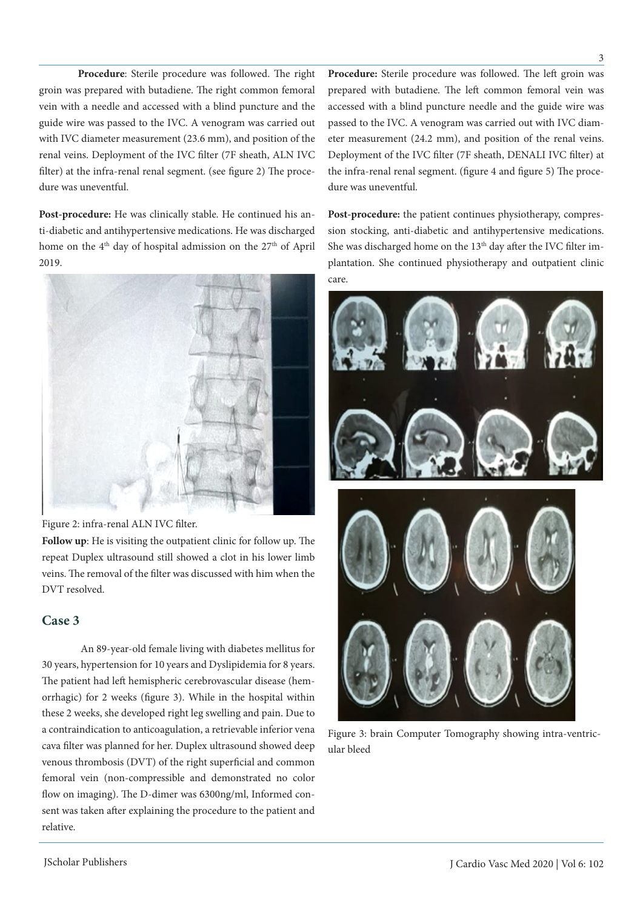**Procedure**: Sterile procedure was followed. The right groin was prepared with butadiene. The right common femoral vein with a needle and accessed with a blind puncture and the guide wire was passed to the IVC. A venogram was carried out with IVC diameter measurement (23.6 mm), and position of the renal veins. Deployment of the IVC filter (7F sheath, ALN IVC filter) at the infra-renal renal segment. (see figure 2) The procedure was uneventful.

**Post-procedure:** He was clinically stable. He continued his anti-diabetic and antihypertensive medications. He was discharged home on the 4th day of hospital admission on the 27th of April 2019.

Figure 2: infra-renal ALN IVC filter.

**Follow up**: He is visiting the outpatient clinic for follow up. The repeat Duplex ultrasound still showed a clot in his lower limb veins. The removal of the filter was discussed with him when the DVT resolved.

## Case 3

An 89-year-old female living with diabetes mellitus for 30 years, hypertension for 10 years and Dyslipidemia for 8 years. The patient had left hemispheric cerebrovascular disease (hemorrhagic) for 2 weeks (figure 3). While in the hospital within these 2 weeks, she developed right leg swelling and pain. Due to a contraindication to anticoagulation, a retrievable inferior vena cava filter was planned for her. Duplex ultrasound showed deep venous thrombosis (DVT) of the right superficial and common femoral vein (non-compressible and demonstrated no color flow on imaging). The D-dimer was 6300ng/ml, Informed consent was taken after explaining the procedure to the patient and relative.

**Procedure:** Sterile procedure was followed. The left groin was prepared with butadiene. The left common femoral vein was accessed with a blind puncture needle and the guide wire was passed to the IVC. A venogram was carried out with IVC diameter measurement (24.2 mm), and position of the renal veins. Deployment of the IVC filter (7F sheath, DENALI IVC filter) at the infra-renal renal segment. (figure 4 and figure 5) The procedure was uneventful.

**Post-procedure:** the patient continues physiotherapy, compression stocking, anti-diabetic and antihypertensive medications. She was discharged home on the 13th day after the IVC filter implantation. She continued physiotherapy and outpatient clinic care.

Figure 3: brain Computer Tomography showing intra-ventricular bleed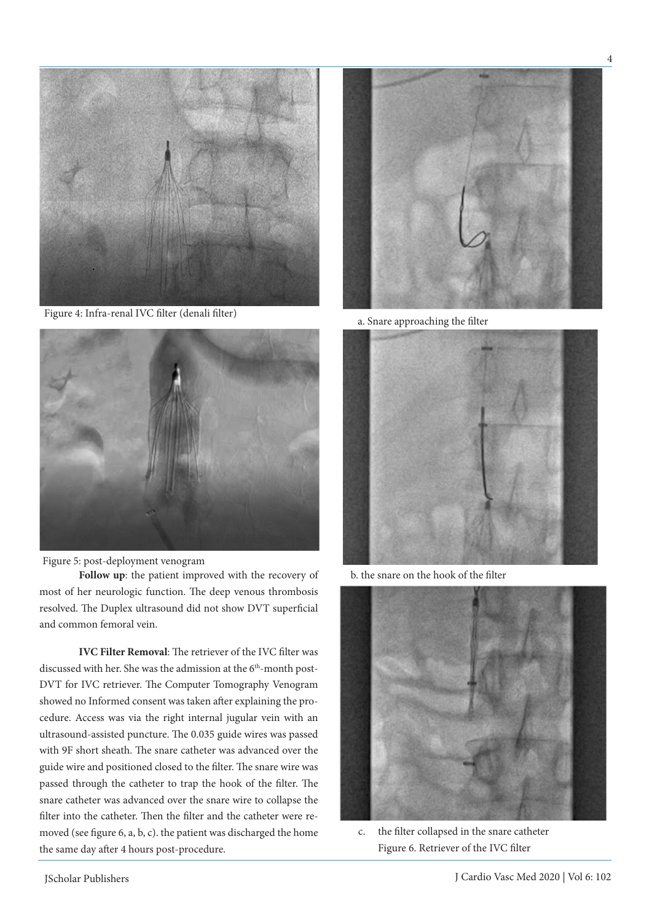Figure 4: Infra-renal IVC filter (denali filter)

Figure 5: post-deployment venogram

**Follow up**: the patient improved with the recovery of most of her neurologic function. The deep venous thrombosis resolved. The Duplex ultrasound did not show DVT superficial and common femoral vein.

**IVC Filter Removal**: The retriever of the IVC filter was discussed with her. She was the admission at the 6th-month post-DVT for IVC retriever. The Computer Tomography Venogram showed no Informed consent was taken after explaining the procedure. Access was via the right internal jugular vein with an ultrasound-assisted puncture. The 0.035 guide wires was passed with 9F short sheath. The snare catheter was advanced over the guide wire and positioned closed to the filter. The snare wire was passed through the catheter to trap the hook of the filter. The snare catheter was advanced over the snare wire to collapse the filter into the catheter. Then the filter and the catheter were removed (see figure 6, a, b, c). the patient was discharged the home the same day after 4 hours post-procedure.

a. Snare approaching the filter

b. the snare on the hook of the filter

c. the filter collapsed in the snare catheter

Figure 6. Retriever of the IVC filter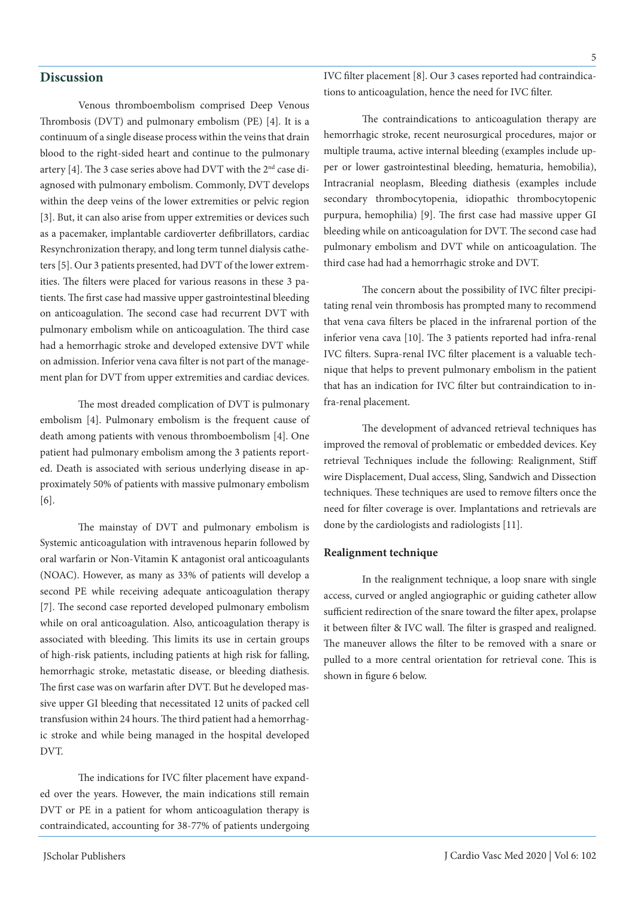## Discussion

Venous thromboembolism comprised Deep Venous Thrombosis (DVT) and pulmonary embolism (PE) [4]. It is a continuum of a single disease process within the veins that drain blood to the right-sided heart and continue to the pulmonary artery [4]. The 3 case series above had DVT with the 2nd case diagnosed with pulmonary embolism. Commonly, DVT develops within the deep veins of the lower extremities or pelvic region [3]. But, it can also arise from upper extremities or devices such as a pacemaker, implantable cardioverter defibrillators, cardiac Resynchronization therapy, and long term tunnel dialysis catheters [5]. Our 3 patients presented, had DVT of the lower extremities. The filters were placed for various reasons in these 3 patients. The first case had massive upper gastrointestinal bleeding on anticoagulation. The second case had recurrent DVT with pulmonary embolism while on anticoagulation. The third case had a hemorrhagic stroke and developed extensive DVT while on admission. Inferior vena cava filter is not part of the management plan for DVT from upper extremities and cardiac devices.

The most dreaded complication of DVT is pulmonary embolism [4]. Pulmonary embolism is the frequent cause of death among patients with venous thromboembolism [4]. One patient had pulmonary embolism among the 3 patients reported. Death is associated with serious underlying disease in approximately 50% of patients with massive pulmonary embolism [6].

The mainstay of DVT and pulmonary embolism is Systemic anticoagulation with intravenous heparin followed by oral warfarin or Non-Vitamin K antagonist oral anticoagulants (NOAC). However, as many as 33% of patients will develop a second PE while receiving adequate anticoagulation therapy [7]. The second case reported developed pulmonary embolism while on oral anticoagulation. Also, anticoagulation therapy is associated with bleeding. This limits its use in certain groups of high-risk patients, including patients at high risk for falling, hemorrhagic stroke, metastatic disease, or bleeding diathesis. The first case was on warfarin after DVT. But he developed massive upper GI bleeding that necessitated 12 units of packed cell transfusion within 24 hours. The third patient had a hemorrhagic stroke and while being managed in the hospital developed DVT.

The indications for IVC filter placement have expanded over the years. However, the main indications still remain DVT or PE in a patient for whom anticoagulation therapy is contraindicated, accounting for 38-77% of patients undergoing IVC filter placement [8]. Our 3 cases reported had contraindications to anticoagulation, hence the need for IVC filter.

The contraindications to anticoagulation therapy are hemorrhagic stroke, recent neurosurgical procedures, major or multiple trauma, active internal bleeding (examples include upper or lower gastrointestinal bleeding, hematuria, hemobilia), Intracranial neoplasm, Bleeding diathesis (examples include secondary thrombocytopenia, idiopathic thrombocytopenic purpura, hemophilia) [9]. The first case had massive upper GI bleeding while on anticoagulation for DVT. The second case had pulmonary embolism and DVT while on anticoagulation. The third case had had a hemorrhagic stroke and DVT.

The concern about the possibility of IVC filter precipitating renal vein thrombosis has prompted many to recommend that vena cava filters be placed in the infrarenal portion of the inferior vena cava [10]. The 3 patients reported had infra-renal IVC filters. Supra-renal IVC filter placement is a valuable technique that helps to prevent pulmonary embolism in the patient that has an indication for IVC filter but contraindication to infra-renal placement.

The development of advanced retrieval techniques has improved the removal of problematic or embedded devices. Key retrieval Techniques include the following: Realignment, Stiff wire Displacement, Dual access, Sling, Sandwich and Dissection techniques. These techniques are used to remove filters once the need for filter coverage is over. Implantations and retrievals are done by the cardiologists and radiologists [11].

### Realignment technique

In the realignment technique, a loop snare with single access, curved or angled angiographic or guiding catheter allow sufficient redirection of the snare toward the filter apex, prolapse it between filter & IVC wall. The filter is grasped and realigned. The maneuver allows the filter to be removed with a snare or pulled to a more central orientation for retrieval cone. This is shown in figure 6 below.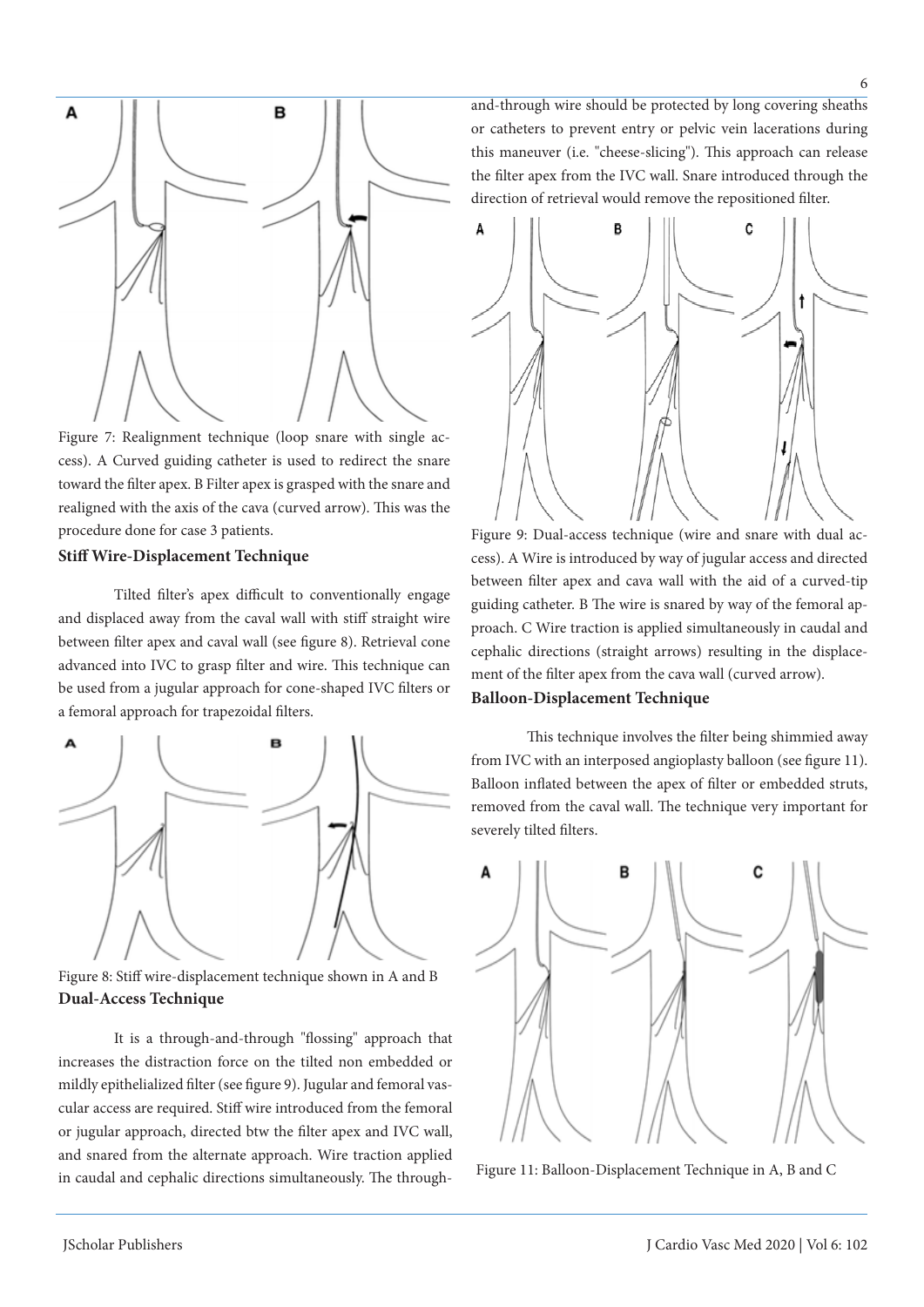Figure 7: Realignment technique (loop snare with single access). A Curved guiding catheter is used to redirect the snare toward the filter apex. B Filter apex is grasped with the snare and realigned with the axis of the cava (curved arrow). This was the procedure done for case 3 patients.

**Stiff Wire-Displacement Technique**

Tilted filter's apex difficult to conventionally engage and displaced away from the caval wall with stiff straight wire between filter apex and caval wall (see figure 8). Retrieval cone advanced into IVC to grasp filter and wire. This technique can be used from a jugular approach for cone-shaped IVC filters or a femoral approach for trapezoidal filters.

Figure 8: Stiff wire-displacement technique shown in A and B

**Dual-Access Technique**

It is a through-and-through "flossing" approach that increases the distraction force on the tilted non embedded or mildly epithelialized filter (see figure 9). Jugular and femoral vascular access are required. Stiff wire introduced from the femoral or jugular approach, directed btw the filter apex and IVC wall, and snared from the alternate approach. Wire traction applied in caudal and cephalic directions simultaneously. The through-and-through wire should be protected by long covering sheaths or catheters to prevent entry or pelvic vein lacerations during this maneuver (i.e. "cheese-slicing"). This approach can release the filter apex from the IVC wall. Snare introduced through the direction of retrieval would remove the repositioned filter.

Figure 9: Dual-access technique (wire and snare with dual access). A Wire is introduced by way of jugular access and directed between filter apex and cava wall with the aid of a curved-tip guiding catheter. B The wire is snared by way of the femoral approach. C Wire traction is applied simultaneously in caudal and cephalic directions (straight arrows) resulting in the displacement of the filter apex from the cava wall (curved arrow).

**Balloon-Displacement Technique**

This technique involves the filter being shimmied away from IVC with an interposed angioplasty balloon (see figure 11). Balloon inflated between the apex of filter or embedded struts, removed from the caval wall. The technique very important for severely tilted filters.

Figure 11: Balloon-Displacement Technique in A, B and C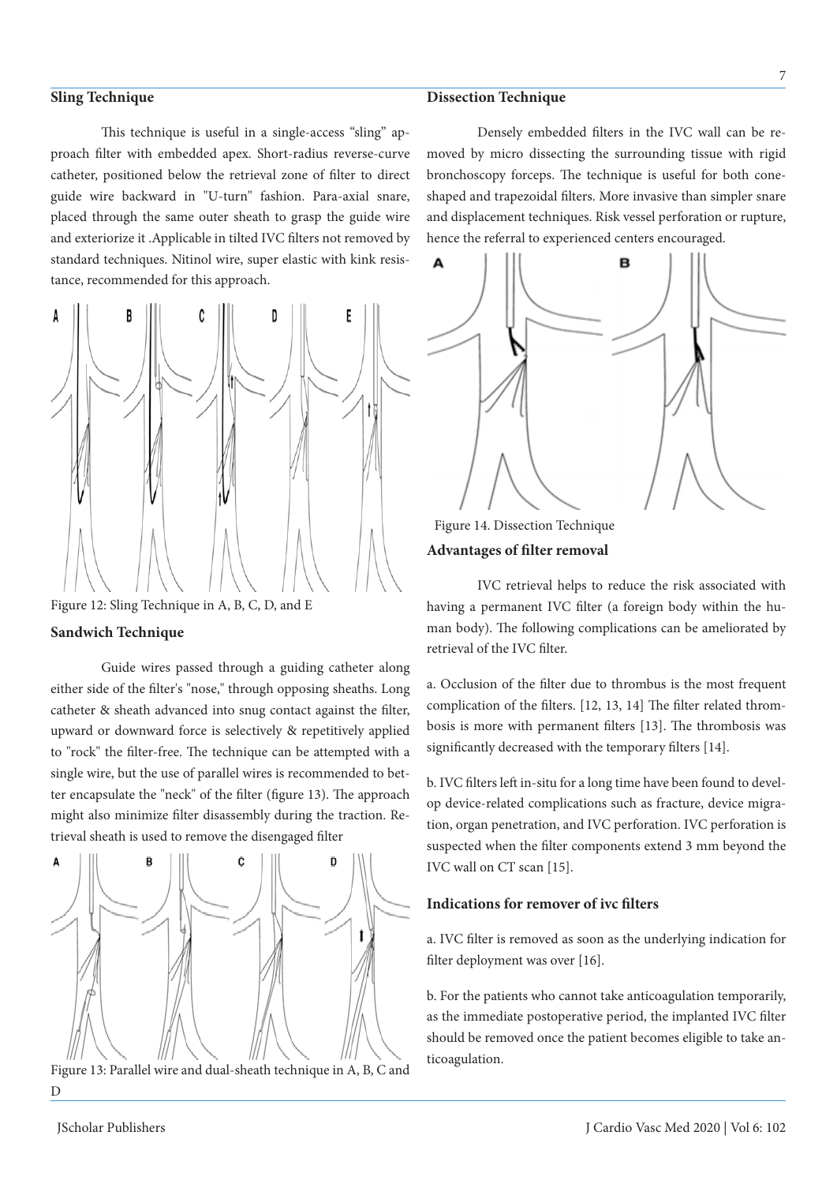### Sling Technique

This technique is useful in a single-access "sling" approach filter with embedded apex. Short-radius reverse-curve catheter, positioned below the retrieval zone of filter to direct guide wire backward in "U-turn" fashion. Para-axial snare, placed through the same outer sheath to grasp the guide wire and exteriorize it .Applicable in tilted IVC filters not removed by standard techniques. Nitinol wire, super elastic with kink resistance, recommended for this approach.

Figure 12: Sling Technique in A, B, C, D, and E

### Sandwich Technique

Guide wires passed through a guiding catheter along either side of the filter's "nose," through opposing sheaths. Long catheter & sheath advanced into snug contact against the filter, upward or downward force is selectively & repetitively applied to "rock" the filter-free. The technique can be attempted with a single wire, but the use of parallel wires is recommended to better encapsulate the "neck" of the filter (figure 13). The approach might also minimize filter disassembly during the traction. Retrieval sheath is used to remove the disengaged filter

Figure 13: Parallel wire and dual-sheath technique in A, B, C and D

### Dissection Technique

Densely embedded filters in the IVC wall can be removed by micro dissecting the surrounding tissue with rigid bronchoscopy forceps. The technique is useful for both cone-shaped and trapezoidal filters. More invasive than simpler snare and displacement techniques. Risk vessel perforation or rupture, hence the referral to experienced centers encouraged.

Figure 14. Dissection Technique

### Advantages of filter removal

IVC retrieval helps to reduce the risk associated with having a permanent IVC filter (a foreign body within the human body). The following complications can be ameliorated by retrieval of the IVC filter.

a. Occlusion of the filter due to thrombus is the most frequent complication of the filters. [12, 13, 14] The filter related thrombosis is more with permanent filters [13]. The thrombosis was significantly decreased with the temporary filters [14].

b. IVC filters left in-situ for a long time have been found to develop device-related complications such as fracture, device migration, organ penetration, and IVC perforation. IVC perforation is suspected when the filter components extend 3 mm beyond the IVC wall on CT scan [15].

### Indications for remover of ivc filters

a. IVC filter is removed as soon as the underlying indication for filter deployment was over [16].

b. For the patients who cannot take anticoagulation temporarily, as the immediate postoperative period, the implanted IVC filter should be removed once the patient becomes eligible to take anticoagulation.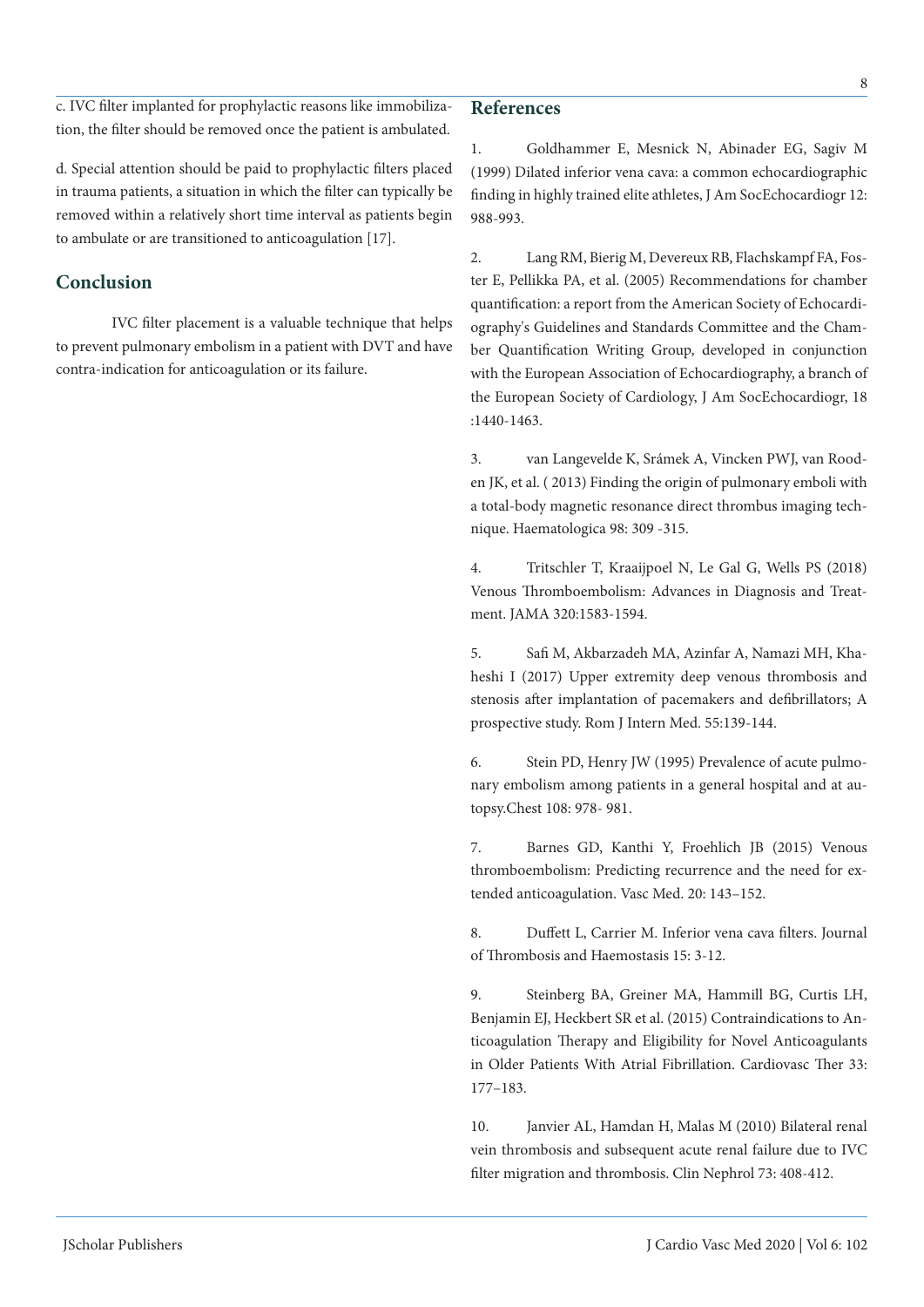c. IVC filter implanted for prophylactic reasons like immobilization, the filter should be removed once the patient is ambulated.

d. Special attention should be paid to prophylactic filters placed in trauma patients, a situation in which the filter can typically be removed within a relatively short time interval as patients begin to ambulate or are transitioned to anticoagulation [17].

## Conclusion

IVC filter placement is a valuable technique that helps to prevent pulmonary embolism in a patient with DVT and have contra-indication for anticoagulation or its failure.

## References

1. Goldhammer E, Mesnick N, Abinader EG, Sagiv M (1999) Dilated inferior vena cava: a common echocardiographic finding in highly trained elite athletes, J Am SocEchocardiogr 12: 988-993.

2. Lang RM, Bierig M, Devereux RB, Flachskampf FA, Foster E, Pellikka PA, et al. (2005) Recommendations for chamber quantification: a report from the American Society of Echocardiography's Guidelines and Standards Committee and the Chamber Quantification Writing Group, developed in conjunction with the European Association of Echocardiography, a branch of the European Society of Cardiology, J Am SocEchocardiogr, 18 :1440-1463.

3. van Langevelde K, Srámek A, Vincken PWJ, van Rooden JK, et al. ( 2013) Finding the origin of pulmonary emboli with a total-body magnetic resonance direct thrombus imaging technique. Haematologica 98: 309 -315.

4. Tritschler T, Kraaijpoel N, Le Gal G, Wells PS (2018) Venous Thromboembolism: Advances in Diagnosis and Treatment. JAMA 320:1583-1594.

5. Safi M, Akbarzadeh MA, Azinfar A, Namazi MH, Khaheshi I (2017) Upper extremity deep venous thrombosis and stenosis after implantation of pacemakers and defibrillators; A prospective study. Rom J Intern Med. 55:139-144.

6. Stein PD, Henry JW (1995) Prevalence of acute pulmonary embolism among patients in a general hospital and at autopsy.Chest 108: 978- 981.

7. Barnes GD, Kanthi Y, Froehlich JB (2015) Venous thromboembolism: Predicting recurrence and the need for extended anticoagulation. Vasc Med. 20: 143–152.

8. Duffett L, Carrier M. Inferior vena cava filters. Journal of Thrombosis and Haemostasis 15: 3-12.

9. Steinberg BA, Greiner MA, Hammill BG, Curtis LH, Benjamin EJ, Heckbert SR et al. (2015) Contraindications to Anticoagulation Therapy and Eligibility for Novel Anticoagulants in Older Patients With Atrial Fibrillation. Cardiovasc Ther 33: 177–183.

10. Janvier AL, Hamdan H, Malas M (2010) Bilateral renal vein thrombosis and subsequent acute renal failure due to IVC filter migration and thrombosis. Clin Nephrol 73: 408-412.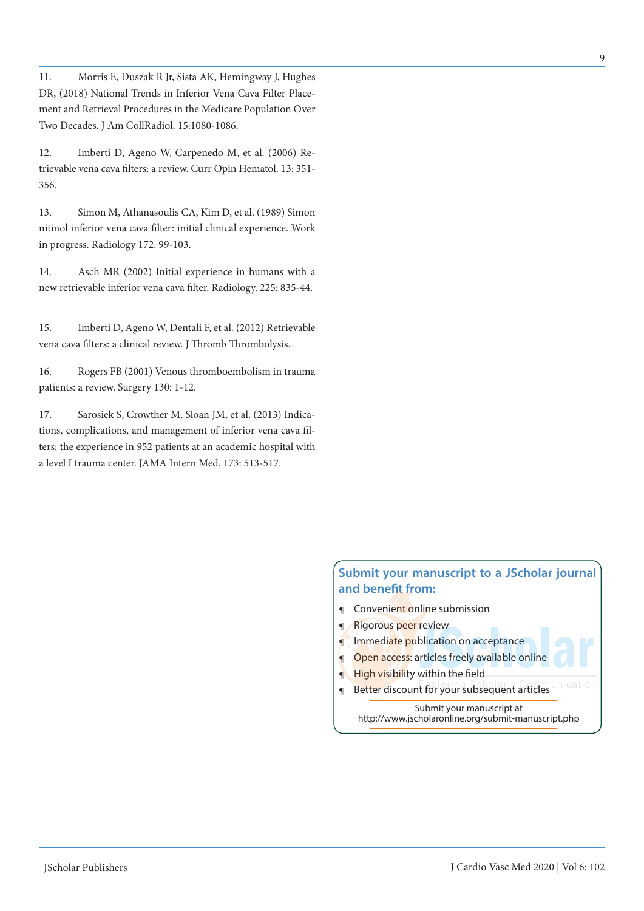11. Morris E, Duszak R Jr, Sista AK, Hemingway J, Hughes DR, (2018) National Trends in Inferior Vena Cava Filter Placement and Retrieval Procedures in the Medicare Population Over Two Decades. J Am CollRadiol. 15:1080-1086.

12. Imberti D, Ageno W, Carpenedo M, et al. (2006) Retrievable vena cava filters: a review. Curr Opin Hematol. 13: 351-356.

13. Simon M, Athanasoulis CA, Kim D, et al. (1989) Simon nitinol inferior vena cava filter: initial clinical experience. Work in progress. Radiology 172: 99-103.

14. Asch MR (2002) Initial experience in humans with a new retrievable inferior vena cava filter. Radiology. 225: 835-44.

15. Imberti D, Ageno W, Dentali F, et al. (2012) Retrievable vena cava filters: a clinical review. J Thromb Thrombolysis.

16. Rogers FB (2001) Venous thromboembolism in trauma patients: a review. Surgery 130: 1-12.

17. Sarosiek S, Crowther M, Sloan JM, et al. (2013) Indications, complications, and management of inferior vena cava filters: the experience in 952 patients at an academic hospital with a level I trauma center. JAMA Intern Med. 173: 513-517.

**Submit your manuscript to a JScholar journal and benefit from:**

- Convenient online submission
- Rigorous peer review
- Immediate publication on acceptance
- Open access: articles freely available online
- High visibility within the field
- Better discount for your subsequent articles

Submit your manuscript at
http://www.jscholaronline.org/submit-manuscript.php